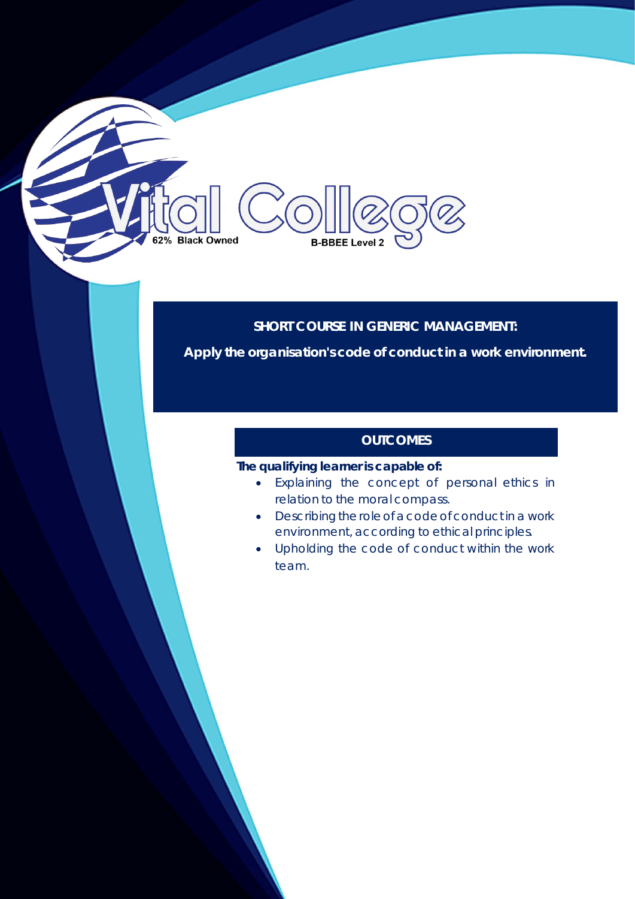Vital College

62% Black Owned

B-BBEE Level 2

# SHORT COURSE IN GENERIC MANAGEMENT:

## Apply the organisation's code of conduct in a work environment.

### OUTCOMES

**The qualifying learner is capable of:**

- Explaining the concept of personal ethics in relation to the moral compass.
- Describing the role of a code of conduct in a work environment, according to ethical principles.
- Upholding the code of conduct within the work team.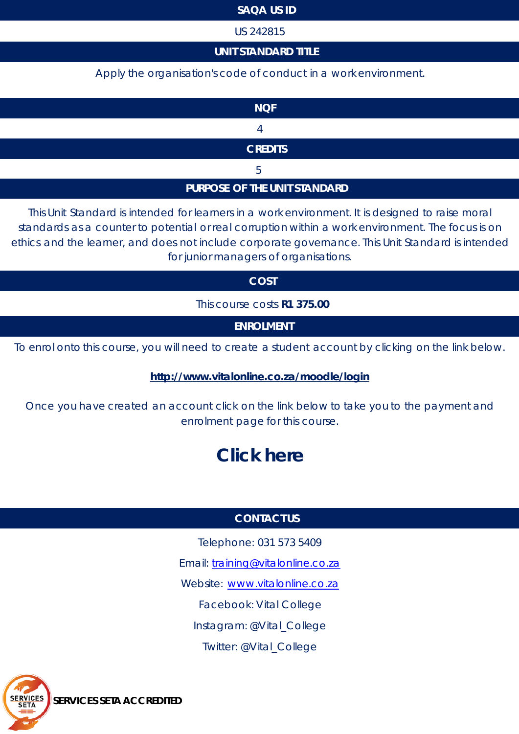## SAQA US ID

US 242815

## UNIT STANDARD TITLE

Apply the organisation's code of conduct in a work environment.

## NQF

4

## CREDITS

5

## PURPOSE OF THE UNIT STANDARD

This Unit Standard is intended for learners in a work environment. It is designed to raise moral standards as a counter to potential or real corruption within a work environment. The focus is on ethics and the learner, and does not include corporate governance. This Unit Standard is intended for junior managers of organisations.

## COST

This course costs **R1 375.00**

## ENROLMENT

To enrol onto this course, you will need to create a student account by clicking on the link below.

**http://www.vitalonline.co.za/moodle/login**

Once you have created an account click on the link below to take you to the payment and enrolment page for this course.

# Click here

## CONTACT US

Telephone: 031 573 5409

Email: training@vitalonline.co.za

Website: www.vitalonline.co.za

Facebook: Vital College

Instagram: @Vital_College

Twitter: @Vital_College

SERVICES SETA ACCREDITED